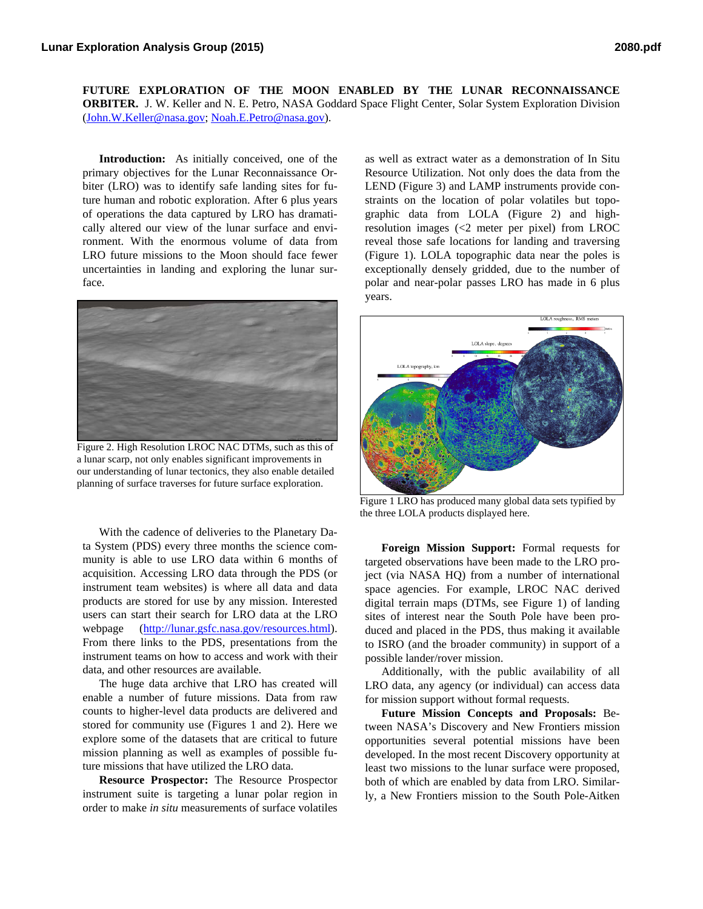**FUTURE EXPLORATION OF THE MOON ENABLED BY THE LUNAR RECONNAISSANCE ORBITER.** J. W. Keller and N. E. Petro, NASA Goddard Space Flight Center, Solar System Exploration Division (John.W.Keller@nasa.gov; Noah.E.Petro@nasa.gov).

**Introduction:** As initially conceived, one of the primary objectives for the Lunar Reconnaissance Orbiter (LRO) was to identify safe landing sites for future human and robotic exploration. After 6 plus years of operations the data captured by LRO has dramatically altered our view of the lunar surface and environment. With the enormous volume of data from LRO future missions to the Moon should face fewer uncertainties in landing and exploring the lunar surface.

Figure 2. High Resolution LROC NAC DTMs, such as this of a lunar scarp, not only enables significant improvements in our understanding of lunar tectonics, they also enable detailed planning of surface traverses for future surface exploration.

With the cadence of deliveries to the Planetary Data System (PDS) every three months the science community is able to use LRO data within 6 months of acquisition. Accessing LRO data through the PDS (or instrument team websites) is where all data and data products are stored for use by any mission. Interested users can start their search for LRO data at the LRO webpage (http://lunar.gsfc.nasa.gov/resources.html). From there links to the PDS, presentations from the instrument teams on how to access and work with their data, and other resources are available.

The huge data archive that LRO has created will enable a number of future missions. Data from raw counts to higher-level data products are delivered and stored for community use (Figures 1 and 2). Here we explore some of the datasets that are critical to future mission planning as well as examples of possible future missions that have utilized the LRO data.

**Resource Prospector:** The Resource Prospector instrument suite is targeting a lunar polar region in order to make *in situ* measurements of surface volatiles as well as extract water as a demonstration of In Situ Resource Utilization. Not only does the data from the LEND (Figure 3) and LAMP instruments provide constraints on the location of polar volatiles but topographic data from LOLA (Figure 2) and high-resolution images (<2 meter per pixel) from LROC reveal those safe locations for landing and traversing (Figure 1). LOLA topographic data near the poles is exceptionally densely gridded, due to the number of polar and near-polar passes LRO has made in 6 plus years.

Figure 1 LRO has produced many global data sets typified by the three LOLA products displayed here.

**Foreign Mission Support:** Formal requests for targeted observations have been made to the LRO project (via NASA HQ) from a number of international space agencies. For example, LROC NAC derived digital terrain maps (DTMs, see Figure 1) of landing sites of interest near the South Pole have been produced and placed in the PDS, thus making it available to ISRO (and the broader community) in support of a possible lander/rover mission.

Additionally, with the public availability of all LRO data, any agency (or individual) can access data for mission support without formal requests.

**Future Mission Concepts and Proposals:** Between NASA's Discovery and New Frontiers mission opportunities several potential missions have been developed. In the most recent Discovery opportunity at least two missions to the lunar surface were proposed, both of which are enabled by data from LRO. Similarly, a New Frontiers mission to the South Pole-Aitken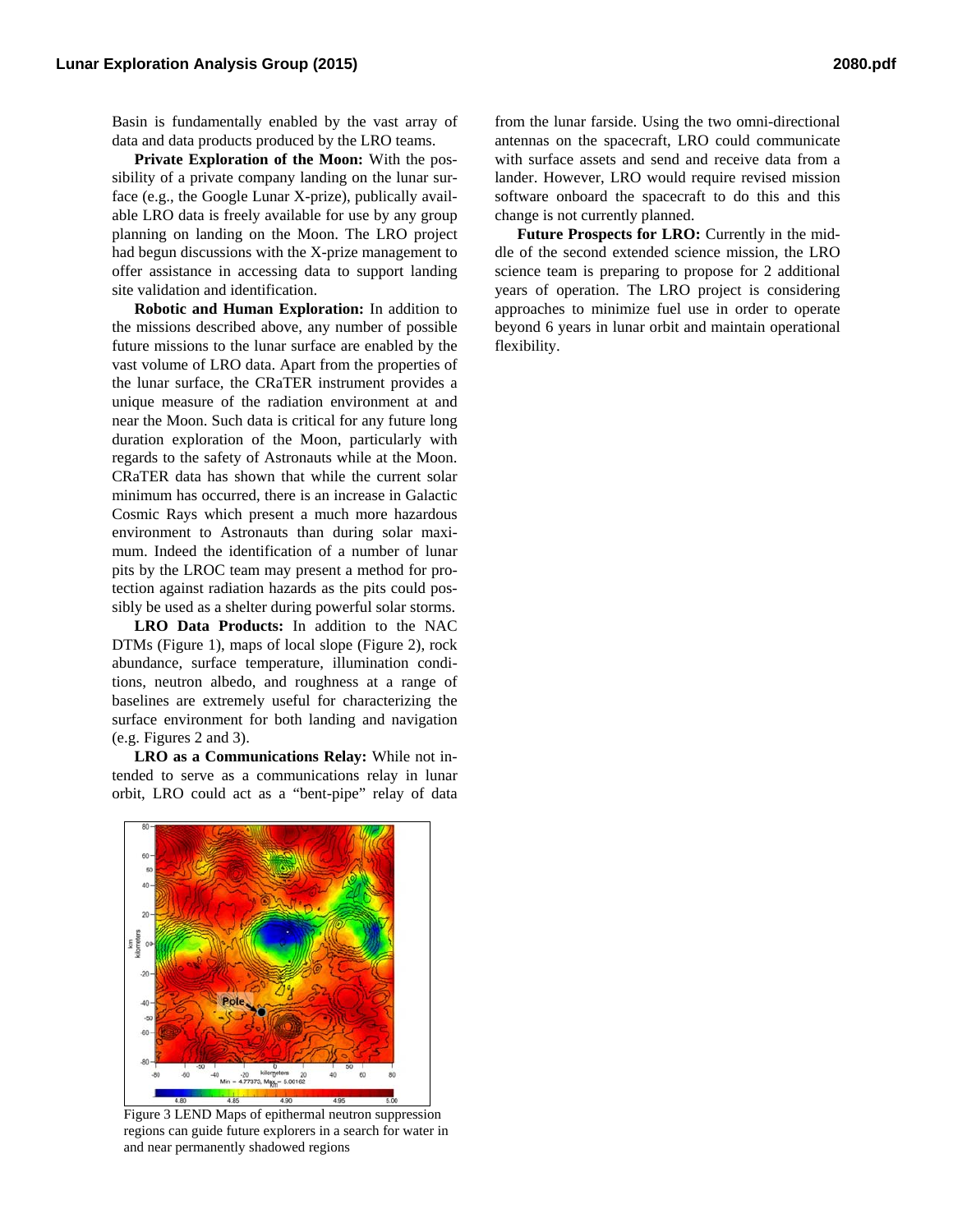Basin is fundamentally enabled by the vast array of data and data products produced by the LRO teams.

**Private Exploration of the Moon:** With the possibility of a private company landing on the lunar surface (e.g., the Google Lunar X-prize), publically available LRO data is freely available for use by any group planning on landing on the Moon. The LRO project had begun discussions with the X-prize management to offer assistance in accessing data to support landing site validation and identification.

**Robotic and Human Exploration:** In addition to the missions described above, any number of possible future missions to the lunar surface are enabled by the vast volume of LRO data. Apart from the properties of the lunar surface, the CRaTER instrument provides a unique measure of the radiation environment at and near the Moon. Such data is critical for any future long duration exploration of the Moon, particularly with regards to the safety of Astronauts while at the Moon. CRaTER data has shown that while the current solar minimum has occurred, there is an increase in Galactic Cosmic Rays which present a much more hazardous environment to Astronauts than during solar maximum. Indeed the identification of a number of lunar pits by the LROC team may present a method for protection against radiation hazards as the pits could possibly be used as a shelter during powerful solar storms.

**LRO Data Products:** In addition to the NAC DTMs (Figure 1), maps of local slope (Figure 2), rock abundance, surface temperature, illumination conditions, neutron albedo, and roughness at a range of baselines are extremely useful for characterizing the surface environment for both landing and navigation (e.g. Figures 2 and 3).

**LRO as a Communications Relay:** While not intended to serve as a communications relay in lunar orbit, LRO could act as a "bent-pipe" relay of data from the lunar farside. Using the two omni-directional antennas on the spacecraft, LRO could communicate with surface assets and send and receive data from a lander. However, LRO would require revised mission software onboard the spacecraft to do this and this change is not currently planned.

**Future Prospects for LRO:** Currently in the middle of the second extended science mission, the LRO science team is preparing to propose for 2 additional years of operation. The LRO project is considering approaches to minimize fuel use in order to operate beyond 6 years in lunar orbit and maintain operational flexibility.

Pole

kilometers

Min = 4.77373, Max = 5.00162

4.80 4.85 4.90 4.95 5.00

Figure 3 LEND Maps of epithermal neutron suppression regions can guide future explorers in a search for water in and near permanently shadowed regions